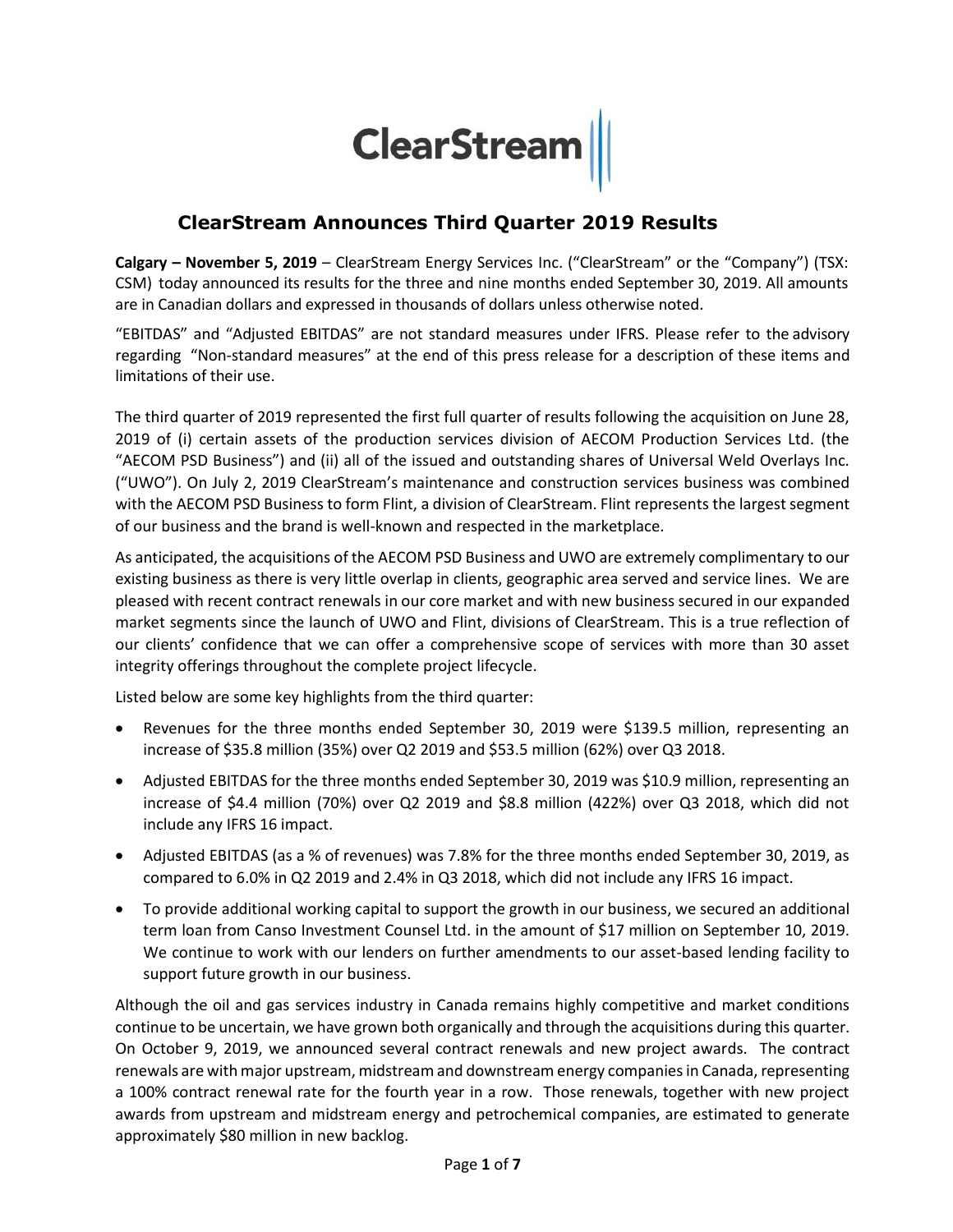# ClearStream Announces Third Quarter 2019 Results

**Calgary – November 5, 2019** – ClearStream Energy Services Inc. ("ClearStream" or the "Company") (TSX: CSM) today announced its results for the three and nine months ended September 30, 2019. All amounts are in Canadian dollars and expressed in thousands of dollars unless otherwise noted.

"EBITDAS" and "Adjusted EBITDAS" are not standard measures under IFRS. Please refer to the advisory regarding "Non-standard measures" at the end of this press release for a description of these items and limitations of their use.

The third quarter of 2019 represented the first full quarter of results following the acquisition on June 28, 2019 of (i) certain assets of the production services division of AECOM Production Services Ltd. (the "AECOM PSD Business") and (ii) all of the issued and outstanding shares of Universal Weld Overlays Inc. ("UWO"). On July 2, 2019 ClearStream's maintenance and construction services business was combined with the AECOM PSD Business to form Flint, a division of ClearStream. Flint represents the largest segment of our business and the brand is well-known and respected in the marketplace.

As anticipated, the acquisitions of the AECOM PSD Business and UWO are extremely complimentary to our existing business as there is very little overlap in clients, geographic area served and service lines. We are pleased with recent contract renewals in our core market and with new business secured in our expanded market segments since the launch of UWO and Flint, divisions of ClearStream. This is a true reflection of our clients' confidence that we can offer a comprehensive scope of services with more than 30 asset integrity offerings throughout the complete project lifecycle.

Listed below are some key highlights from the third quarter:

- Revenues for the three months ended September 30, 2019 were $139.5 million, representing an increase of $35.8 million (35%) over Q2 2019 and $53.5 million (62%) over Q3 2018.
- Adjusted EBITDAS for the three months ended September 30, 2019 was $10.9 million, representing an increase of $4.4 million (70%) over Q2 2019 and $8.8 million (422%) over Q3 2018, which did not include any IFRS 16 impact.
- Adjusted EBITDAS (as a % of revenues) was 7.8% for the three months ended September 30, 2019, as compared to 6.0% in Q2 2019 and 2.4% in Q3 2018, which did not include any IFRS 16 impact.
- To provide additional working capital to support the growth in our business, we secured an additional term loan from Canso Investment Counsel Ltd. in the amount of $17 million on September 10, 2019. We continue to work with our lenders on further amendments to our asset-based lending facility to support future growth in our business.

Although the oil and gas services industry in Canada remains highly competitive and market conditions continue to be uncertain, we have grown both organically and through the acquisitions during this quarter. On October 9, 2019, we announced several contract renewals and new project awards. The contract renewals are with major upstream, midstream and downstream energy companies in Canada, representing a 100% contract renewal rate for the fourth year in a row. Those renewals, together with new project awards from upstream and midstream energy and petrochemical companies, are estimated to generate approximately $80 million in new backlog.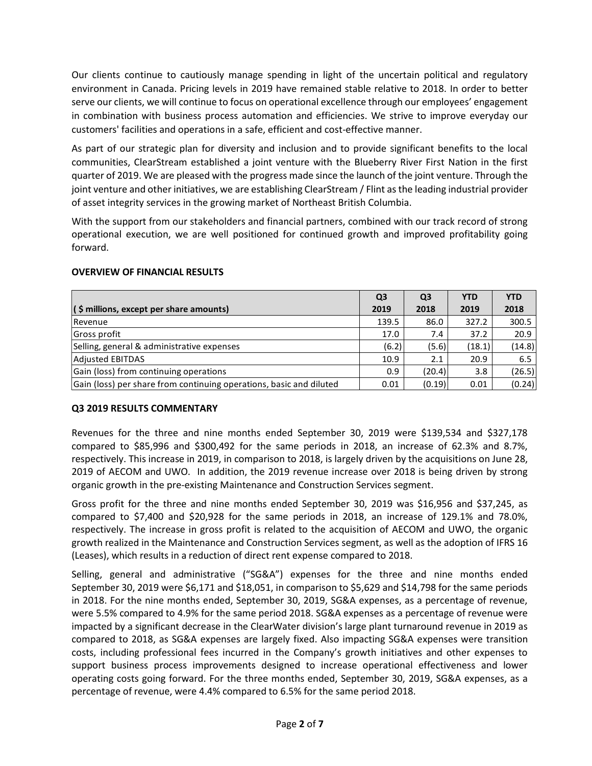Our clients continue to cautiously manage spending in light of the uncertain political and regulatory environment in Canada. Pricing levels in 2019 have remained stable relative to 2018. In order to better serve our clients, we will continue to focus on operational excellence through our employees' engagement in combination with business process automation and efficiencies. We strive to improve everyday our customers' facilities and operations in a safe, efficient and cost-effective manner.

As part of our strategic plan for diversity and inclusion and to provide significant benefits to the local communities, ClearStream established a joint venture with the Blueberry River First Nation in the first quarter of 2019. We are pleased with the progress made since the launch of the joint venture. Through the joint venture and other initiatives, we are establishing ClearStream / Flint as the leading industrial provider of asset integrity services in the growing market of Northeast British Columbia.

With the support from our stakeholders and financial partners, combined with our track record of strong operational execution, we are well positioned for continued growth and improved profitability going forward.

**OVERVIEW OF FINANCIAL RESULTS**

| ( $ millions, except per share amounts) | Q3 2019 | Q3 2018 | YTD 2019 | YTD 2018 |
|---|---|---|---|---|
| Revenue | 139.5 | 86.0 | 327.2 | 300.5 |
| Gross profit | 17.0 | 7.4 | 37.2 | 20.9 |
| Selling, general & administrative expenses | (6.2) | (5.6) | (18.1) | (14.8) |
| Adjusted EBITDAS | 10.9 | 2.1 | 20.9 | 6.5 |
| Gain (loss) from continuing operations | 0.9 | (20.4) | 3.8 | (26.5) |
| Gain (loss) per share from continuing operations, basic and diluted | 0.01 | (0.19) | 0.01 | (0.24) |

**Q3 2019 RESULTS COMMENTARY**

Revenues for the three and nine months ended September 30, 2019 were $139,534 and $327,178 compared to $85,996 and $300,492 for the same periods in 2018, an increase of 62.3% and 8.7%, respectively. This increase in 2019, in comparison to 2018, is largely driven by the acquisitions on June 28, 2019 of AECOM and UWO. In addition, the 2019 revenue increase over 2018 is being driven by strong organic growth in the pre-existing Maintenance and Construction Services segment.

Gross profit for the three and nine months ended September 30, 2019 was $16,956 and $37,245, as compared to $7,400 and $20,928 for the same periods in 2018, an increase of 129.1% and 78.0%, respectively. The increase in gross profit is related to the acquisition of AECOM and UWO, the organic growth realized in the Maintenance and Construction Services segment, as well as the adoption of IFRS 16 (Leases), which results in a reduction of direct rent expense compared to 2018.

Selling, general and administrative ("SG&A") expenses for the three and nine months ended September 30, 2019 were $6,171 and $18,051, in comparison to $5,629 and $14,798 for the same periods in 2018. For the nine months ended, September 30, 2019, SG&A expenses, as a percentage of revenue, were 5.5% compared to 4.9% for the same period 2018. SG&A expenses as a percentage of revenue were impacted by a significant decrease in the ClearWater division's large plant turnaround revenue in 2019 as compared to 2018, as SG&A expenses are largely fixed. Also impacting SG&A expenses were transition costs, including professional fees incurred in the Company's growth initiatives and other expenses to support business process improvements designed to increase operational effectiveness and lower operating costs going forward. For the three months ended, September 30, 2019, SG&A expenses, as a percentage of revenue, were 4.4% compared to 6.5% for the same period 2018.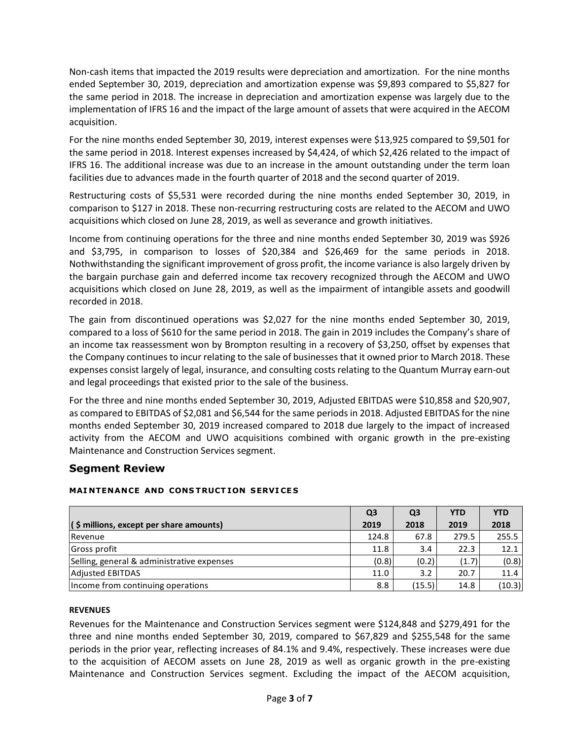Non-cash items that impacted the 2019 results were depreciation and amortization. For the nine months ended September 30, 2019, depreciation and amortization expense was $9,893 compared to $5,827 for the same period in 2018. The increase in depreciation and amortization expense was largely due to the implementation of IFRS 16 and the impact of the large amount of assets that were acquired in the AECOM acquisition.

For the nine months ended September 30, 2019, interest expenses were $13,925 compared to $9,501 for the same period in 2018. Interest expenses increased by $4,424, of which $2,426 related to the impact of IFRS 16. The additional increase was due to an increase in the amount outstanding under the term loan facilities due to advances made in the fourth quarter of 2018 and the second quarter of 2019.

Restructuring costs of $5,531 were recorded during the nine months ended September 30, 2019, in comparison to $127 in 2018. These non-recurring restructuring costs are related to the AECOM and UWO acquisitions which closed on June 28, 2019, as well as severance and growth initiatives.

Income from continuing operations for the three and nine months ended September 30, 2019 was $926 and $3,795, in comparison to losses of $20,384 and $26,469 for the same periods in 2018. Nothwithstanding the significant improvement of gross profit, the income variance is also largely driven by the bargain purchase gain and deferred income tax recovery recognized through the AECOM and UWO acquisitions which closed on June 28, 2019, as well as the impairment of intangible assets and goodwill recorded in 2018.

The gain from discontinued operations was $2,027 for the nine months ended September 30, 2019, compared to a loss of $610 for the same period in 2018. The gain in 2019 includes the Company's share of an income tax reassessment won by Brompton resulting in a recovery of $3,250, offset by expenses that the Company continues to incur relating to the sale of businesses that it owned prior to March 2018. These expenses consist largely of legal, insurance, and consulting costs relating to the Quantum Murray earn-out and legal proceedings that existed prior to the sale of the business.

For the three and nine months ended September 30, 2019, Adjusted EBITDAS were $10,858 and $20,907, as compared to EBITDAS of $2,081 and $6,544 for the same periods in 2018. Adjusted EBITDAS for the nine months ended September 30, 2019 increased compared to 2018 due largely to the impact of increased activity from the AECOM and UWO acquisitions combined with organic growth in the pre-existing Maintenance and Construction Services segment.

## Segment Review

#### MAINTENANCE AND CONSTRUCTION SERVICES

| ( $ millions, except per share amounts) | Q3 2019 | Q3 2018 | YTD 2019 | YTD 2018 |
|---|---|---|---|---|
| Revenue | 124.8 | 67.8 | 279.5 | 255.5 |
| Gross profit | 11.8 | 3.4 | 22.3 | 12.1 |
| Selling, general & administrative expenses | (0.8) | (0.2) | (1.7) | (0.8) |
| Adjusted EBITDAS | 11.0 | 3.2 | 20.7 | 11.4 |
| Income from continuing operations | 8.8 | (15.5) | 14.8 | (10.3) |

**REVENUES**

Revenues for the Maintenance and Construction Services segment were $124,848 and $279,491 for the three and nine months ended September 30, 2019, compared to $67,829 and $255,548 for the same periods in the prior year, reflecting increases of 84.1% and 9.4%, respectively. These increases were due to the acquisition of AECOM assets on June 28, 2019 as well as organic growth in the pre-existing Maintenance and Construction Services segment. Excluding the impact of the AECOM acquisition,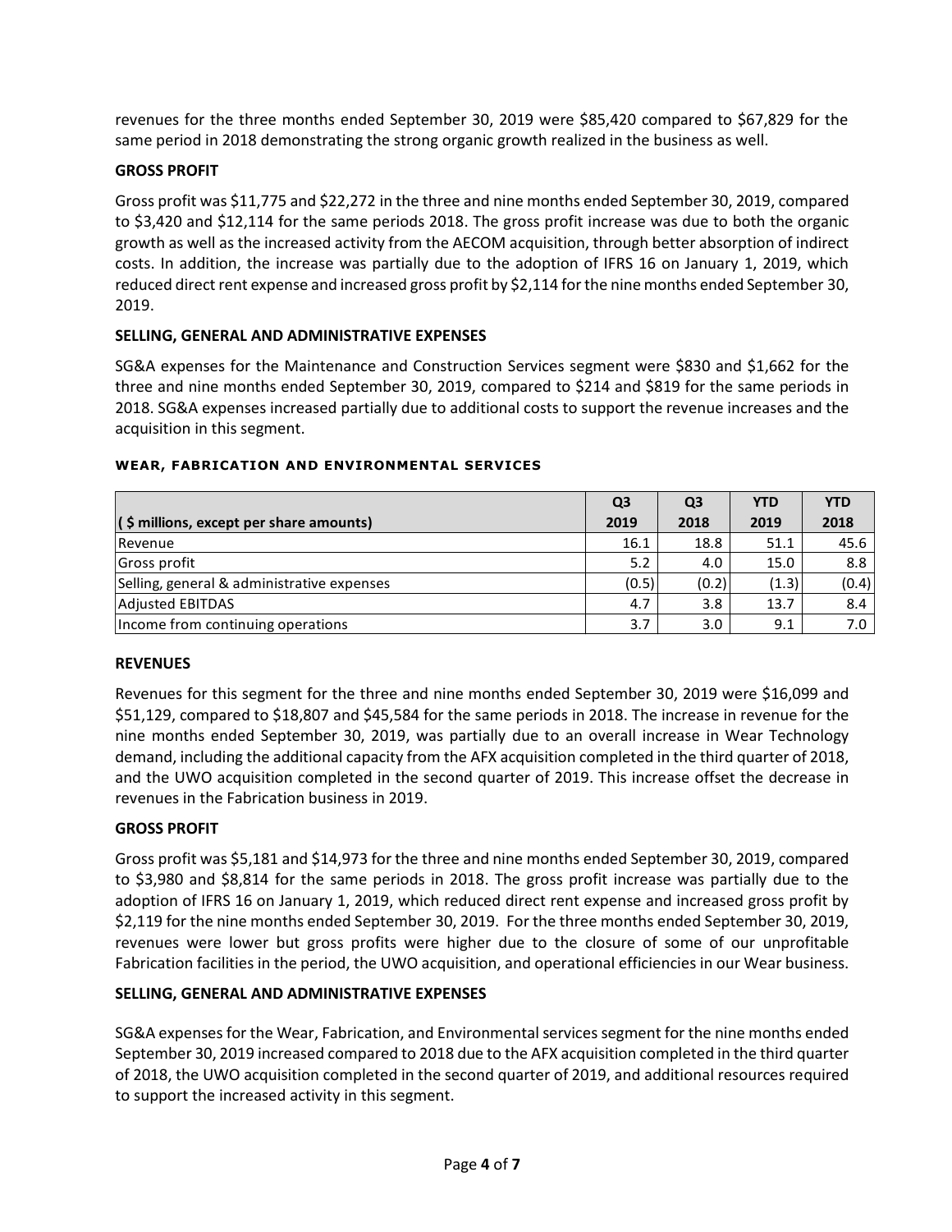revenues for the three months ended September 30, 2019 were $85,420 compared to $67,829 for the same period in 2018 demonstrating the strong organic growth realized in the business as well.

**GROSS PROFIT**

Gross profit was $11,775 and $22,272 in the three and nine months ended September 30, 2019, compared to $3,420 and $12,114 for the same periods 2018. The gross profit increase was due to both the organic growth as well as the increased activity from the AECOM acquisition, through better absorption of indirect costs. In addition, the increase was partially due to the adoption of IFRS 16 on January 1, 2019, which reduced direct rent expense and increased gross profit by $2,114 for the nine months ended September 30, 2019.

**SELLING, GENERAL AND ADMINISTRATIVE EXPENSES**

SG&A expenses for the Maintenance and Construction Services segment were $830 and $1,662 for the three and nine months ended September 30, 2019, compared to $214 and $819 for the same periods in 2018. SG&A expenses increased partially due to additional costs to support the revenue increases and the acquisition in this segment.

**WEAR, FABRICATION AND ENVIRONMENTAL SERVICES**

| ( $ millions, except per share amounts) | Q3 2019 | Q3 2018 | YTD 2019 | YTD 2018 |
|---|---|---|---|---|
| Revenue | 16.1 | 18.8 | 51.1 | 45.6 |
| Gross profit | 5.2 | 4.0 | 15.0 | 8.8 |
| Selling, general & administrative expenses | (0.5) | (0.2) | (1.3) | (0.4) |
| Adjusted EBITDAS | 4.7 | 3.8 | 13.7 | 8.4 |
| Income from continuing operations | 3.7 | 3.0 | 9.1 | 7.0 |

**REVENUES**

Revenues for this segment for the three and nine months ended September 30, 2019 were $16,099 and $51,129, compared to $18,807 and $45,584 for the same periods in 2018. The increase in revenue for the nine months ended September 30, 2019, was partially due to an overall increase in Wear Technology demand, including the additional capacity from the AFX acquisition completed in the third quarter of 2018, and the UWO acquisition completed in the second quarter of 2019. This increase offset the decrease in revenues in the Fabrication business in 2019.

**GROSS PROFIT**

Gross profit was $5,181 and $14,973 for the three and nine months ended September 30, 2019, compared to $3,980 and $8,814 for the same periods in 2018. The gross profit increase was partially due to the adoption of IFRS 16 on January 1, 2019, which reduced direct rent expense and increased gross profit by $2,119 for the nine months ended September 30, 2019. For the three months ended September 30, 2019, revenues were lower but gross profits were higher due to the closure of some of our unprofitable Fabrication facilities in the period, the UWO acquisition, and operational efficiencies in our Wear business.

**SELLING, GENERAL AND ADMINISTRATIVE EXPENSES**

SG&A expenses for the Wear, Fabrication, and Environmental services segment for the nine months ended September 30, 2019 increased compared to 2018 due to the AFX acquisition completed in the third quarter of 2018, the UWO acquisition completed in the second quarter of 2019, and additional resources required to support the increased activity in this segment.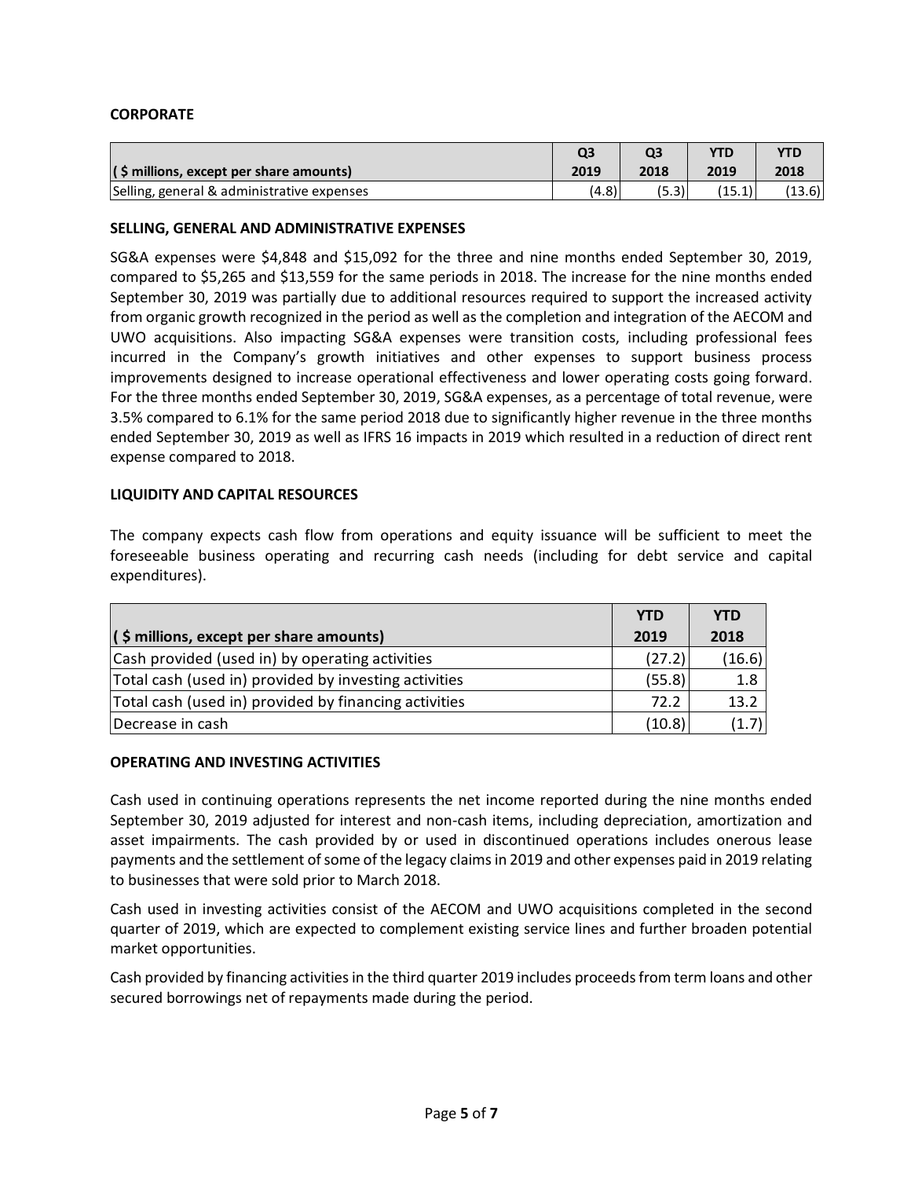**CORPORATE**

| ( $ millions, except per share amounts) | Q3 2019 | Q3 2018 | YTD 2019 | YTD 2018 |
|---|---|---|---|---|
| Selling, general & administrative expenses | (4.8) | (5.3) | (15.1) | (13.6) |

**SELLING, GENERAL AND ADMINISTRATIVE EXPENSES**

SG&A expenses were $4,848 and $15,092 for the three and nine months ended September 30, 2019, compared to $5,265 and $13,559 for the same periods in 2018. The increase for the nine months ended September 30, 2019 was partially due to additional resources required to support the increased activity from organic growth recognized in the period as well as the completion and integration of the AECOM and UWO acquisitions. Also impacting SG&A expenses were transition costs, including professional fees incurred in the Company's growth initiatives and other expenses to support business process improvements designed to increase operational effectiveness and lower operating costs going forward. For the three months ended September 30, 2019, SG&A expenses, as a percentage of total revenue, were 3.5% compared to 6.1% for the same period 2018 due to significantly higher revenue in the three months ended September 30, 2019 as well as IFRS 16 impacts in 2019 which resulted in a reduction of direct rent expense compared to 2018.

**LIQUIDITY AND CAPITAL RESOURCES**

The company expects cash flow from operations and equity issuance will be sufficient to meet the foreseeable business operating and recurring cash needs (including for debt service and capital expenditures).

| ( $ millions, except per share amounts) | YTD 2019 | YTD 2018 |
|---|---|---|
| Cash provided (used in) by operating activities | (27.2) | (16.6) |
| Total cash (used in) provided by investing activities | (55.8) | 1.8 |
| Total cash (used in) provided by financing activities | 72.2 | 13.2 |
| Decrease in cash | (10.8) | (1.7) |

**OPERATING AND INVESTING ACTIVITIES**

Cash used in continuing operations represents the net income reported during the nine months ended September 30, 2019 adjusted for interest and non-cash items, including depreciation, amortization and asset impairments. The cash provided by or used in discontinued operations includes onerous lease payments and the settlement of some of the legacy claims in 2019 and other expenses paid in 2019 relating to businesses that were sold prior to March 2018.

Cash used in investing activities consist of the AECOM and UWO acquisitions completed in the second quarter of 2019, which are expected to complement existing service lines and further broaden potential market opportunities.

Cash provided by financing activities in the third quarter 2019 includes proceeds from term loans and other secured borrowings net of repayments made during the period.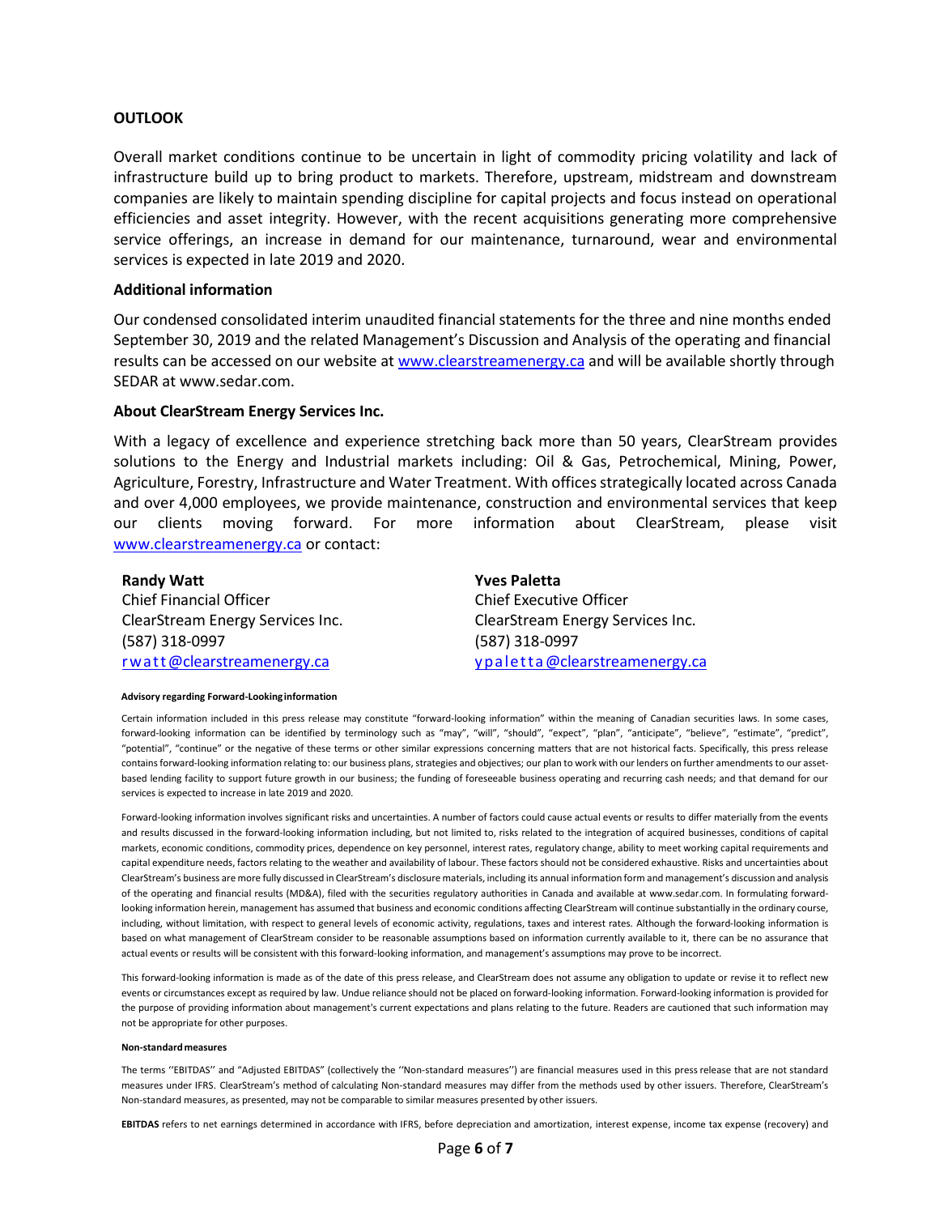**OUTLOOK**

Overall market conditions continue to be uncertain in light of commodity pricing volatility and lack of infrastructure build up to bring product to markets. Therefore, upstream, midstream and downstream companies are likely to maintain spending discipline for capital projects and focus instead on operational efficiencies and asset integrity. However, with the recent acquisitions generating more comprehensive service offerings, an increase in demand for our maintenance, turnaround, wear and environmental services is expected in late 2019 and 2020.

**Additional information**

Our condensed consolidated interim unaudited financial statements for the three and nine months ended September 30, 2019 and the related Management's Discussion and Analysis of the operating and financial results can be accessed on our website at www.clearstreamenergy.ca and will be available shortly through SEDAR at www.sedar.com.

**About ClearStream Energy Services Inc.**

With a legacy of excellence and experience stretching back more than 50 years, ClearStream provides solutions to the Energy and Industrial markets including: Oil & Gas, Petrochemical, Mining, Power, Agriculture, Forestry, Infrastructure and Water Treatment. With offices strategically located across Canada and over 4,000 employees, we provide maintenance, construction and environmental services that keep our clients moving forward. For more information about ClearStream, please visit www.clearstreamenergy.ca or contact:

**Randy Watt**
Chief Financial Officer
ClearStream Energy Services Inc.
(587) 318-0997
rwatt@clearstreamenergy.ca

**Yves Paletta**
Chief Executive Officer
ClearStream Energy Services Inc.
(587) 318-0997
ypaletta@clearstreamenergy.ca

**Advisory regarding Forward-Looking information**

Certain information included in this press release may constitute "forward-looking information" within the meaning of Canadian securities laws. In some cases, forward-looking information can be identified by terminology such as "may", "will", "should", "expect", "plan", "anticipate", "believe", "estimate", "predict", "potential", "continue" or the negative of these terms or other similar expressions concerning matters that are not historical facts. Specifically, this press release contains forward-looking information relating to: our business plans, strategies and objectives; our plan to work with our lenders on further amendments to our asset-based lending facility to support future growth in our business; the funding of foreseeable business operating and recurring cash needs; and that demand for our services is expected to increase in late 2019 and 2020.

Forward-looking information involves significant risks and uncertainties. A number of factors could cause actual events or results to differ materially from the events and results discussed in the forward-looking information including, but not limited to, risks related to the integration of acquired businesses, conditions of capital markets, economic conditions, commodity prices, dependence on key personnel, interest rates, regulatory change, ability to meet working capital requirements and capital expenditure needs, factors relating to the weather and availability of labour. These factors should not be considered exhaustive. Risks and uncertainties about ClearStream's business are more fully discussed in ClearStream's disclosure materials, including its annual information form and management's discussion and analysis of the operating and financial results (MD&A), filed with the securities regulatory authorities in Canada and available at www.sedar.com. In formulating forward-looking information herein, management has assumed that business and economic conditions affecting ClearStream will continue substantially in the ordinary course, including, without limitation, with respect to general levels of economic activity, regulations, taxes and interest rates. Although the forward-looking information is based on what management of ClearStream consider to be reasonable assumptions based on information currently available to it, there can be no assurance that actual events or results will be consistent with this forward-looking information, and management's assumptions may prove to be incorrect.

This forward-looking information is made as of the date of this press release, and ClearStream does not assume any obligation to update or revise it to reflect new events or circumstances except as required by law. Undue reliance should not be placed on forward-looking information. Forward-looking information is provided for the purpose of providing information about management's current expectations and plans relating to the future. Readers are cautioned that such information may not be appropriate for other purposes.

**Non-standard measures**

The terms ''EBITDAS'' and "Adjusted EBITDAS" (collectively the ''Non-standard measures'') are financial measures used in this press release that are not standard measures under IFRS. ClearStream's method of calculating Non-standard measures may differ from the methods used by other issuers. Therefore, ClearStream's Non-standard measures, as presented, may not be comparable to similar measures presented by other issuers.

**EBITDAS** refers to net earnings determined in accordance with IFRS, before depreciation and amortization, interest expense, income tax expense (recovery) and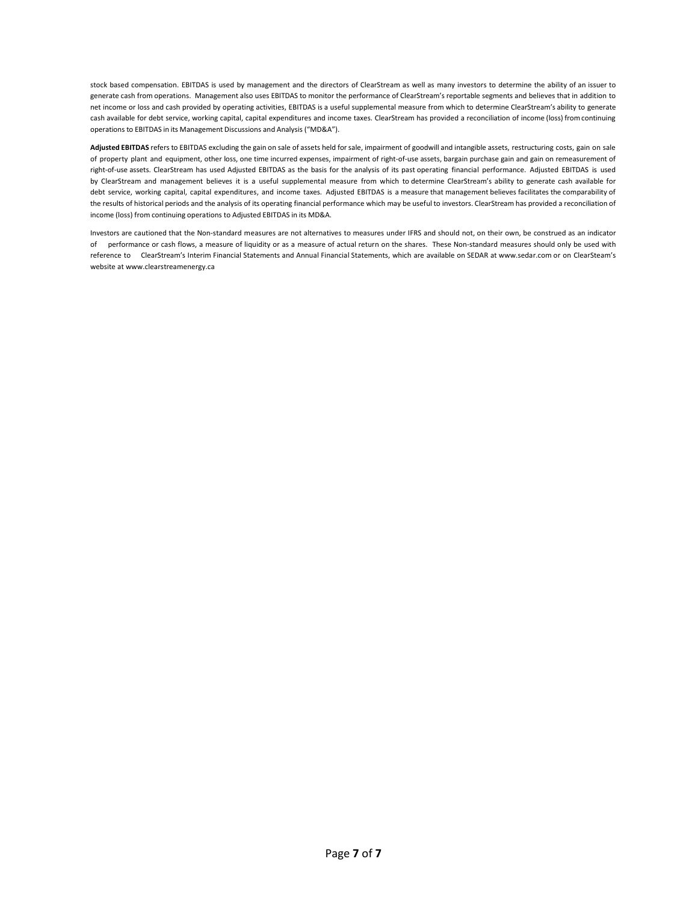stock based compensation. EBITDAS is used by management and the directors of ClearStream as well as many investors to determine the ability of an issuer to generate cash from operations. Management also uses EBITDAS to monitor the performance of ClearStream's reportable segments and believes that in addition to net income or loss and cash provided by operating activities, EBITDAS is a useful supplemental measure from which to determine ClearStream's ability to generate cash available for debt service, working capital, capital expenditures and income taxes. ClearStream has provided a reconciliation of income (loss) from continuing operations to EBITDAS in its Management Discussions and Analysis ("MD&A").

**Adjusted EBITDAS** refers to EBITDAS excluding the gain on sale of assets held for sale, impairment of goodwill and intangible assets, restructuring costs, gain on sale of property plant and equipment, other loss, one time incurred expenses, impairment of right-of-use assets, bargain purchase gain and gain on remeasurement of right-of-use assets. ClearStream has used Adjusted EBITDAS as the basis for the analysis of its past operating financial performance. Adjusted EBITDAS is used by ClearStream and management believes it is a useful supplemental measure from which to determine ClearStream's ability to generate cash available for debt service, working capital, capital expenditures, and income taxes. Adjusted EBITDAS is a measure that management believes facilitates the comparability of the results of historical periods and the analysis of its operating financial performance which may be useful to investors. ClearStream has provided a reconciliation of income (loss) from continuing operations to Adjusted EBITDAS in its MD&A.

Investors are cautioned that the Non-standard measures are not alternatives to measures under IFRS and should not, on their own, be construed as an indicator of performance or cash flows, a measure of liquidity or as a measure of actual return on the shares. These Non-standard measures should only be used with reference to ClearStream's Interim Financial Statements and Annual Financial Statements, which are available on SEDAR at www.sedar.com or on ClearSteam's website at www.clearstreamenergy.ca